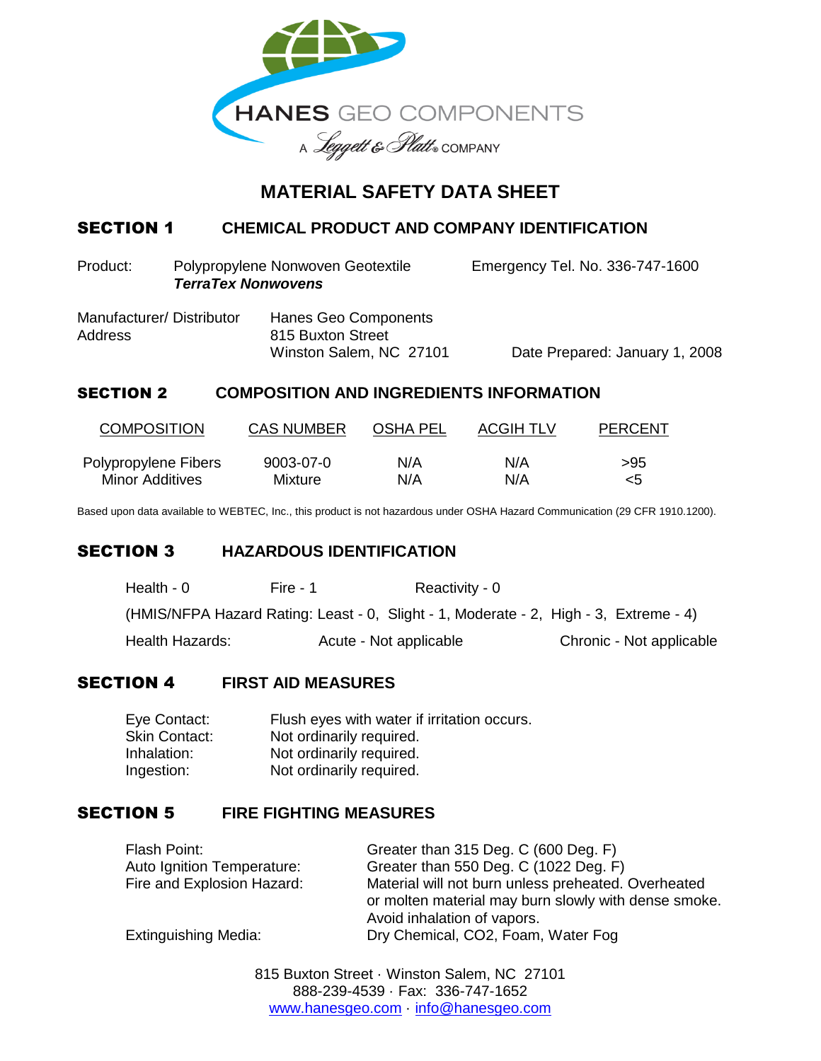HANES GEO COMPONENTS

A Leggett & Platt® COMPANY

# MATERIAL SAFETY DATA SHEET

## SECTION 1 CHEMICAL PRODUCT AND COMPANY IDENTIFICATION

Product: Polypropylene Nonwoven Geotextile
***TerraTex Nonwovens***

Emergency Tel. No. 336-747-1600

Manufacturer/ Distributor Address: Hanes Geo Components
815 Buxton Street
Winston Salem, NC 27101

Date Prepared: January 1, 2008

## SECTION 2 COMPOSITION AND INGREDIENTS INFORMATION

| COMPOSITION | CAS NUMBER | OSHA PEL | ACGIH TLV | PERCENT |
|---|---|---|---|---|
| Polypropylene Fibers | 9003-07-0 | N/A | N/A | >95 |
| Minor Additives | Mixture | N/A | N/A | <5 |

Based upon data available to WEBTEC, Inc., this product is not hazardous under OSHA Hazard Communication (29 CFR 1910.1200).

## SECTION 3 HAZARDOUS IDENTIFICATION

Health - 0 Fire - 1 Reactivity - 0

(HMIS/NFPA Hazard Rating: Least - 0, Slight - 1, Moderate - 2, High - 3, Extreme - 4)

Health Hazards: Acute - Not applicable Chronic - Not applicable

## SECTION 4 FIRST AID MEASURES

| | |
|---|---|
| Eye Contact: | Flush eyes with water if irritation occurs. |
| Skin Contact: | Not ordinarily required. |
| Inhalation: | Not ordinarily required. |
| Ingestion: | Not ordinarily required. |

## SECTION 5 FIRE FIGHTING MEASURES

| | |
|---|---|
| Flash Point: | Greater than 315 Deg. C (600 Deg. F) |
| Auto Ignition Temperature: | Greater than 550 Deg. C (1022 Deg. F) |
| Fire and Explosion Hazard: | Material will not burn unless preheated. Overheated or molten material may burn slowly with dense smoke. Avoid inhalation of vapors. |
| Extinguishing Media: | Dry Chemical, CO2, Foam, Water Fog |

815 Buxton Street · Winston Salem, NC 27101
888-239-4539 · Fax: 336-747-1652
www.hanesgeo.com · info@hanesgeo.com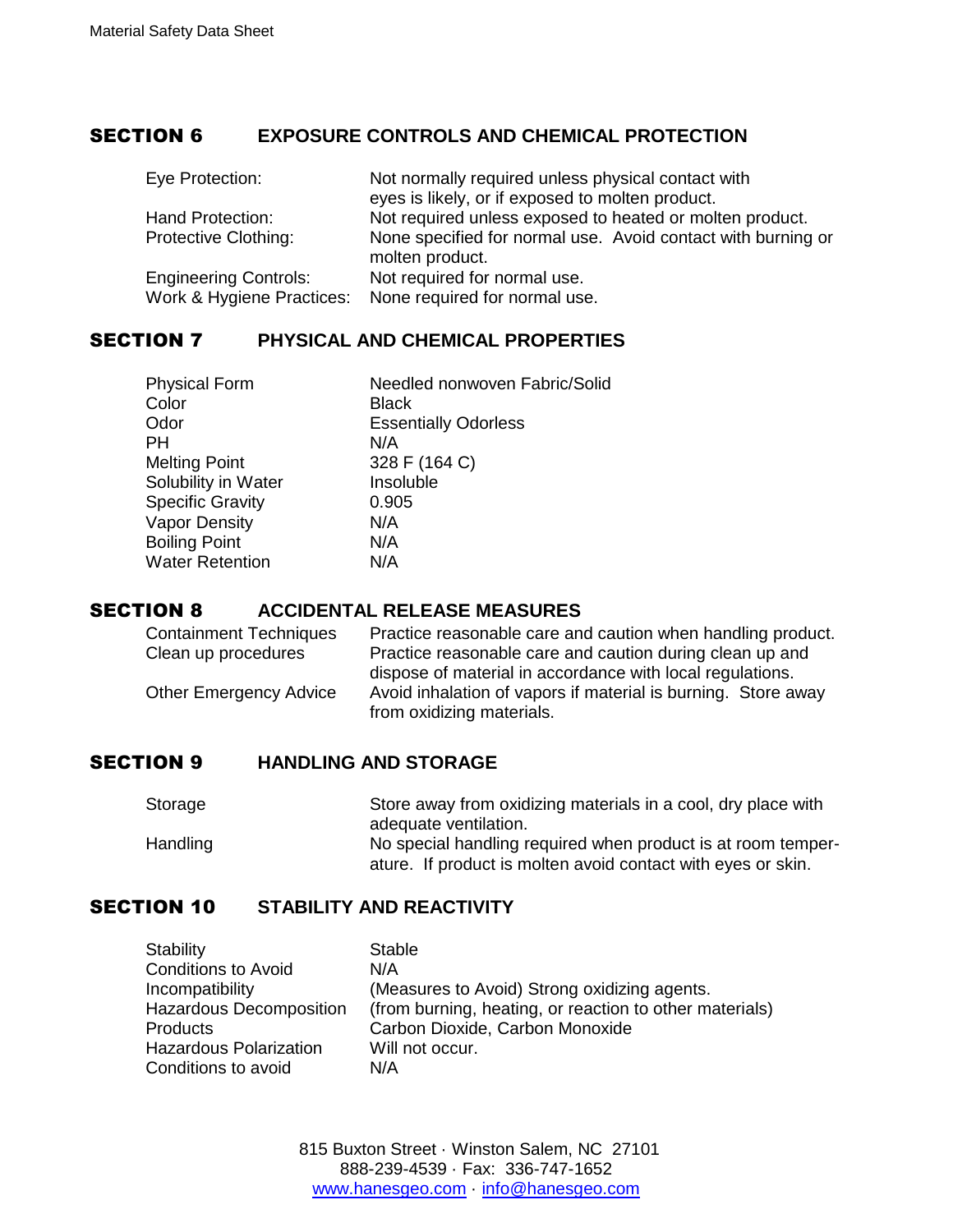## SECTION 6 EXPOSURE CONTROLS AND CHEMICAL PROTECTION

| | |
|---|---|
| Eye Protection: | Not normally required unless physical contact with eyes is likely, or if exposed to molten product. |
| Hand Protection: | Not required unless exposed to heated or molten product. |
| Protective Clothing: | None specified for normal use. Avoid contact with burning or molten product. |
| Engineering Controls: | Not required for normal use. |
| Work & Hygiene Practices: | None required for normal use. |

## SECTION 7 PHYSICAL AND CHEMICAL PROPERTIES

| | |
|---|---|
| Physical Form | Needled nonwoven Fabric/Solid |
| Color | Black |
| Odor | Essentially Odorless |
| PH | N/A |
| Melting Point | 328 F (164 C) |
| Solubility in Water | Insoluble |
| Specific Gravity | 0.905 |
| Vapor Density | N/A |
| Boiling Point | N/A |
| Water Retention | N/A |

## SECTION 8 ACCIDENTAL RELEASE MEASURES

| | |
|---|---|
| Containment Techniques | Practice reasonable care and caution when handling product. |
| Clean up procedures | Practice reasonable care and caution during clean up and dispose of material in accordance with local regulations. |
| Other Emergency Advice | Avoid inhalation of vapors if material is burning. Store away from oxidizing materials. |

## SECTION 9 HANDLING AND STORAGE

| | |
|---|---|
| Storage | Store away from oxidizing materials in a cool, dry place with adequate ventilation. |
| Handling | No special handling required when product is at room temperature. If product is molten avoid contact with eyes or skin. |

## SECTION 10 STABILITY AND REACTIVITY

| | |
|---|---|
| Stability | Stable |
| Conditions to Avoid | N/A |
| Incompatibility | (Measures to Avoid) Strong oxidizing agents. |
| Hazardous Decomposition Products | (from burning, heating, or reaction to other materials) Carbon Dioxide, Carbon Monoxide |
| Hazardous Polarization | Will not occur. |
| Conditions to avoid | N/A |

815 Buxton Street · Winston Salem, NC 27101
888-239-4539 · Fax: 336-747-1652
www.hanesgeo.com · info@hanesgeo.com